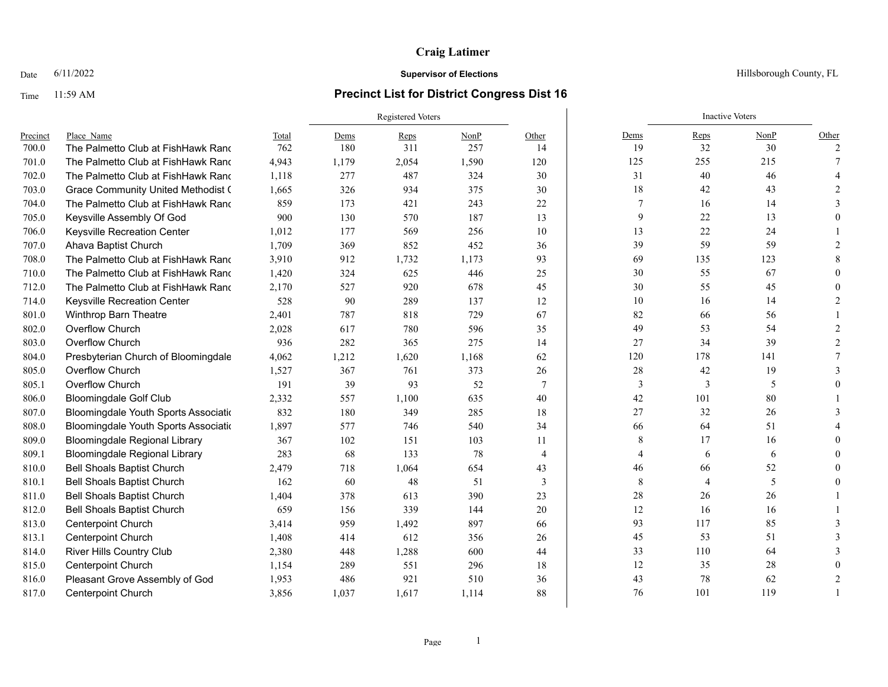# Craig Latimer

Date 6/11/2022

**Supervisor of Elections**

Hillsborough County, FL

Time 11:59 AM

## Precinct List for District Congress Dist 16

| | | | Registered Voters | | | | Inactive Voters | | | |
|---|---|---|---|---|---|---|---|---|---|---|
| Precinct | Place_Name | Total | Dems | Reps | NonP | Other | Dems | Reps | NonP | Other |
| 700.0 | The Palmetto Club at FishHawk Ranc | 762 | 180 | 311 | 257 | 14 | 19 | 32 | 30 | 2 |
| 701.0 | The Palmetto Club at FishHawk Ranc | 4,943 | 1,179 | 2,054 | 1,590 | 120 | 125 | 255 | 215 | 7 |
| 702.0 | The Palmetto Club at FishHawk Ranc | 1,118 | 277 | 487 | 324 | 30 | 31 | 40 | 46 | 4 |
| 703.0 | Grace Community United Methodist ( | 1,665 | 326 | 934 | 375 | 30 | 18 | 42 | 43 | 2 |
| 704.0 | The Palmetto Club at FishHawk Ranc | 859 | 173 | 421 | 243 | 22 | 7 | 16 | 14 | 3 |
| 705.0 | Keysville Assembly Of God | 900 | 130 | 570 | 187 | 13 | 9 | 22 | 13 | 0 |
| 706.0 | Keysville Recreation Center | 1,012 | 177 | 569 | 256 | 10 | 13 | 22 | 24 | 1 |
| 707.0 | Ahava Baptist Church | 1,709 | 369 | 852 | 452 | 36 | 39 | 59 | 59 | 2 |
| 708.0 | The Palmetto Club at FishHawk Ranc | 3,910 | 912 | 1,732 | 1,173 | 93 | 69 | 135 | 123 | 8 |
| 710.0 | The Palmetto Club at FishHawk Ranc | 1,420 | 324 | 625 | 446 | 25 | 30 | 55 | 67 | 0 |
| 712.0 | The Palmetto Club at FishHawk Ranc | 2,170 | 527 | 920 | 678 | 45 | 30 | 55 | 45 | 0 |
| 714.0 | Keysville Recreation Center | 528 | 90 | 289 | 137 | 12 | 10 | 16 | 14 | 2 |
| 801.0 | Winthrop Barn Theatre | 2,401 | 787 | 818 | 729 | 67 | 82 | 66 | 56 | 1 |
| 802.0 | Overflow Church | 2,028 | 617 | 780 | 596 | 35 | 49 | 53 | 54 | 2 |
| 803.0 | Overflow Church | 936 | 282 | 365 | 275 | 14 | 27 | 34 | 39 | 2 |
| 804.0 | Presbyterian Church of Bloomingdale | 4,062 | 1,212 | 1,620 | 1,168 | 62 | 120 | 178 | 141 | 7 |
| 805.0 | Overflow Church | 1,527 | 367 | 761 | 373 | 26 | 28 | 42 | 19 | 3 |
| 805.1 | Overflow Church | 191 | 39 | 93 | 52 | 7 | 3 | 3 | 5 | 0 |
| 806.0 | Bloomingdale Golf Club | 2,332 | 557 | 1,100 | 635 | 40 | 42 | 101 | 80 | 1 |
| 807.0 | Bloomingdale Youth Sports Associatio | 832 | 180 | 349 | 285 | 18 | 27 | 32 | 26 | 3 |
| 808.0 | Bloomingdale Youth Sports Associatio | 1,897 | 577 | 746 | 540 | 34 | 66 | 64 | 51 | 4 |
| 809.0 | Bloomingdale Regional Library | 367 | 102 | 151 | 103 | 11 | 8 | 17 | 16 | 0 |
| 809.1 | Bloomingdale Regional Library | 283 | 68 | 133 | 78 | 4 | 4 | 6 | 6 | 0 |
| 810.0 | Bell Shoals Baptist Church | 2,479 | 718 | 1,064 | 654 | 43 | 46 | 66 | 52 | 0 |
| 810.1 | Bell Shoals Baptist Church | 162 | 60 | 48 | 51 | 3 | 8 | 4 | 5 | 0 |
| 811.0 | Bell Shoals Baptist Church | 1,404 | 378 | 613 | 390 | 23 | 28 | 26 | 26 | 1 |
| 812.0 | Bell Shoals Baptist Church | 659 | 156 | 339 | 144 | 20 | 12 | 16 | 16 | 1 |
| 813.0 | Centerpoint Church | 3,414 | 959 | 1,492 | 897 | 66 | 93 | 117 | 85 | 3 |
| 813.1 | Centerpoint Church | 1,408 | 414 | 612 | 356 | 26 | 45 | 53 | 51 | 3 |
| 814.0 | River Hills Country Club | 2,380 | 448 | 1,288 | 600 | 44 | 33 | 110 | 64 | 3 |
| 815.0 | Centerpoint Church | 1,154 | 289 | 551 | 296 | 18 | 12 | 35 | 28 | 0 |
| 816.0 | Pleasant Grove Assembly of God | 1,953 | 486 | 921 | 510 | 36 | 43 | 78 | 62 | 2 |
| 817.0 | Centerpoint Church | 3,856 | 1,037 | 1,617 | 1,114 | 88 | 76 | 101 | 119 | 1 |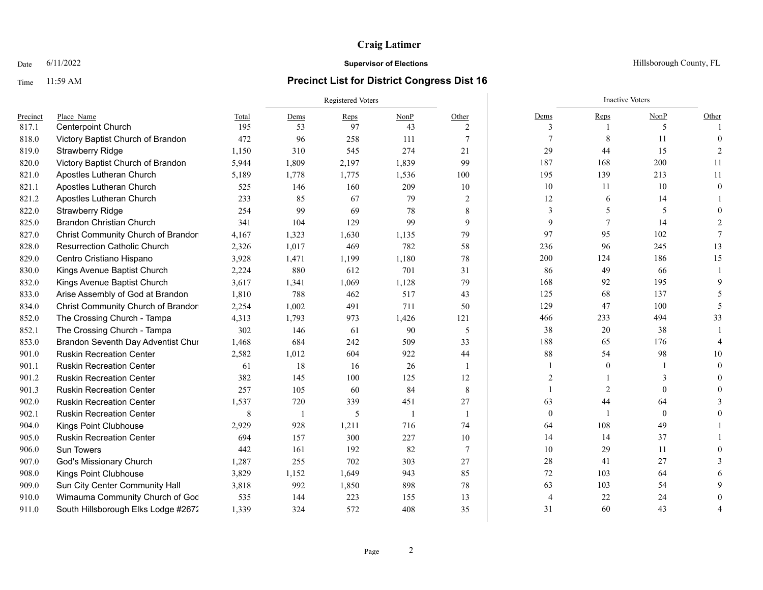**Craig Latimer**

Date 6/11/2022 **Supervisor of Elections** Hillsborough County, FL

Time 11:59 AM **Precinct List for District Congress Dist 16**

| | | | Registered Voters | | | | Inactive Voters | | | |
|---|---|---|---|---|---|---|---|---|---|---|
| Precinct | Place_Name | Total | Dems | Reps | NonP | Other | Dems | Reps | NonP | Other |
| 817.1 | Centerpoint Church | 195 | 53 | 97 | 43 | 2 | 3 | 1 | 5 | 1 |
| 818.0 | Victory Baptist Church of Brandon | 472 | 96 | 258 | 111 | 7 | 7 | 8 | 11 | 0 |
| 819.0 | Strawberry Ridge | 1,150 | 310 | 545 | 274 | 21 | 29 | 44 | 15 | 2 |
| 820.0 | Victory Baptist Church of Brandon | 5,944 | 1,809 | 2,197 | 1,839 | 99 | 187 | 168 | 200 | 11 |
| 821.0 | Apostles Lutheran Church | 5,189 | 1,778 | 1,775 | 1,536 | 100 | 195 | 139 | 213 | 11 |
| 821.1 | Apostles Lutheran Church | 525 | 146 | 160 | 209 | 10 | 10 | 11 | 10 | 0 |
| 821.2 | Apostles Lutheran Church | 233 | 85 | 67 | 79 | 2 | 12 | 6 | 14 | 1 |
| 822.0 | Strawberry Ridge | 254 | 99 | 69 | 78 | 8 | 3 | 5 | 5 | 0 |
| 825.0 | Brandon Christian Church | 341 | 104 | 129 | 99 | 9 | 9 | 7 | 14 | 2 |
| 827.0 | Christ Community Church of Brandon | 4,167 | 1,323 | 1,630 | 1,135 | 79 | 97 | 95 | 102 | 7 |
| 828.0 | Resurrection Catholic Church | 2,326 | 1,017 | 469 | 782 | 58 | 236 | 96 | 245 | 13 |
| 829.0 | Centro Cristiano Hispano | 3,928 | 1,471 | 1,199 | 1,180 | 78 | 200 | 124 | 186 | 15 |
| 830.0 | Kings Avenue Baptist Church | 2,224 | 880 | 612 | 701 | 31 | 86 | 49 | 66 | 1 |
| 832.0 | Kings Avenue Baptist Church | 3,617 | 1,341 | 1,069 | 1,128 | 79 | 168 | 92 | 195 | 9 |
| 833.0 | Arise Assembly of God at Brandon | 1,810 | 788 | 462 | 517 | 43 | 125 | 68 | 137 | 5 |
| 834.0 | Christ Community Church of Brandon | 2,254 | 1,002 | 491 | 711 | 50 | 129 | 47 | 100 | 5 |
| 852.0 | The Crossing Church - Tampa | 4,313 | 1,793 | 973 | 1,426 | 121 | 466 | 233 | 494 | 33 |
| 852.1 | The Crossing Church - Tampa | 302 | 146 | 61 | 90 | 5 | 38 | 20 | 38 | 1 |
| 853.0 | Brandon Seventh Day Adventist Chur | 1,468 | 684 | 242 | 509 | 33 | 188 | 65 | 176 | 4 |
| 901.0 | Ruskin Recreation Center | 2,582 | 1,012 | 604 | 922 | 44 | 88 | 54 | 98 | 10 |
| 901.1 | Ruskin Recreation Center | 61 | 18 | 16 | 26 | 1 | 1 | 0 | 1 | 0 |
| 901.2 | Ruskin Recreation Center | 382 | 145 | 100 | 125 | 12 | 2 | 1 | 3 | 0 |
| 901.3 | Ruskin Recreation Center | 257 | 105 | 60 | 84 | 8 | 1 | 2 | 0 | 0 |
| 902.0 | Ruskin Recreation Center | 1,537 | 720 | 339 | 451 | 27 | 63 | 44 | 64 | 3 |
| 902.1 | Ruskin Recreation Center | 8 | 1 | 5 | 1 | 1 | 0 | 1 | 0 | 0 |
| 904.0 | Kings Point Clubhouse | 2,929 | 928 | 1,211 | 716 | 74 | 64 | 108 | 49 | 1 |
| 905.0 | Ruskin Recreation Center | 694 | 157 | 300 | 227 | 10 | 14 | 14 | 37 | 1 |
| 906.0 | Sun Towers | 442 | 161 | 192 | 82 | 7 | 10 | 29 | 11 | 0 |
| 907.0 | God's Missionary Church | 1,287 | 255 | 702 | 303 | 27 | 28 | 41 | 27 | 3 |
| 908.0 | Kings Point Clubhouse | 3,829 | 1,152 | 1,649 | 943 | 85 | 72 | 103 | 64 | 6 |
| 909.0 | Sun City Center Community Hall | 3,818 | 992 | 1,850 | 898 | 78 | 63 | 103 | 54 | 9 |
| 910.0 | Wimauma Community Church of God | 535 | 144 | 223 | 155 | 13 | 4 | 22 | 24 | 0 |
| 911.0 | South Hillsborough Elks Lodge #2672 | 1,339 | 324 | 572 | 408 | 35 | 31 | 60 | 43 | 4 |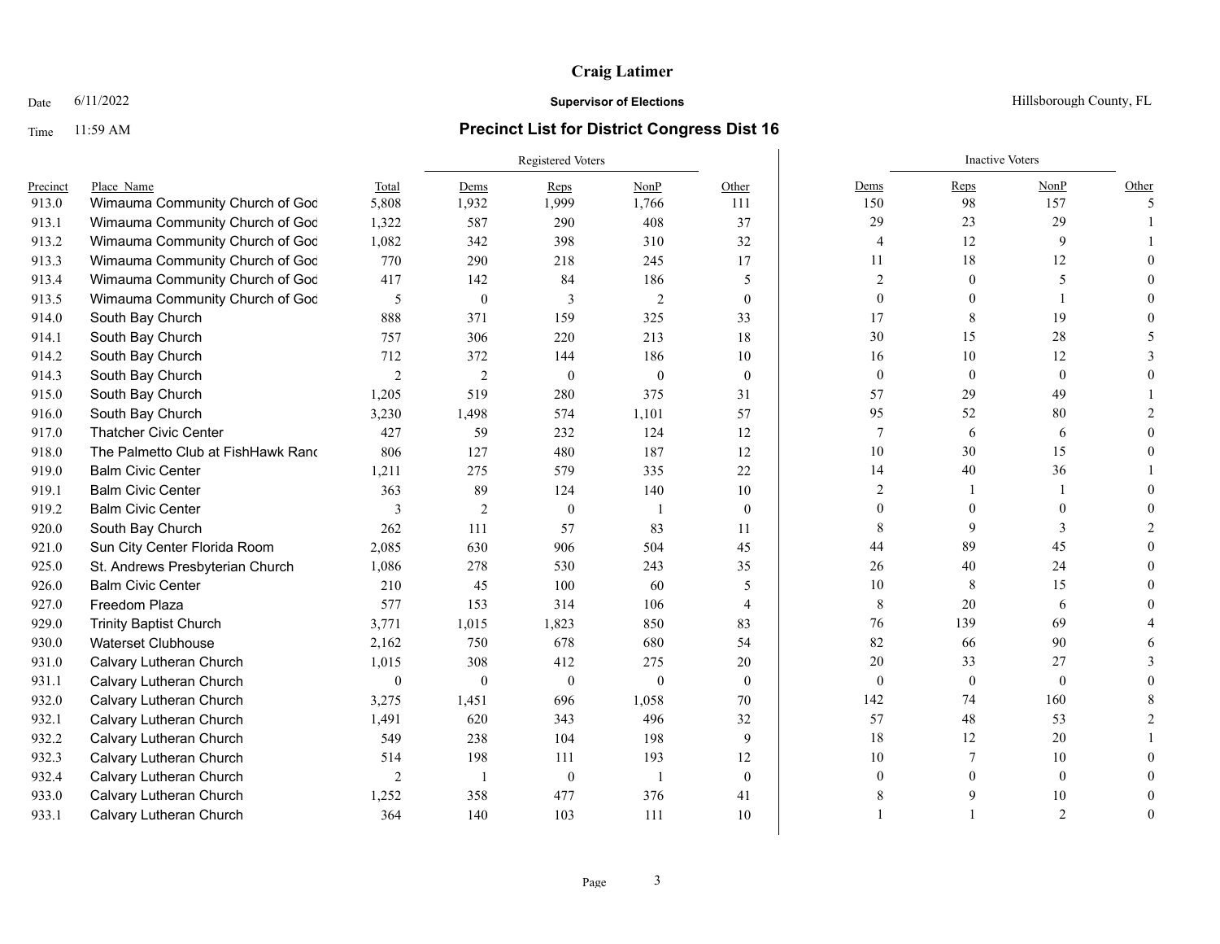**Craig Latimer**

Date 6/11/2022 **Supervisor of Elections** Hillsborough County, FL

Time 11:59 AM

## Precinct List for District Congress Dist 16

| Precinct | Place_Name | Total | Registered Voters | | | | Inactive Voters | | | |
|---|---|---|---|---|---|---|---|---|---|---|
| | | | Dems | Reps | NonP | Other | Dems | Reps | NonP | Other |
| 913.0 | Wimauma Community Church of Goc | 5,808 | 1,932 | 1,999 | 1,766 | 111 | 150 | 98 | 157 | 5 |
| 913.1 | Wimauma Community Church of Goc | 1,322 | 587 | 290 | 408 | 37 | 29 | 23 | 29 | 1 |
| 913.2 | Wimauma Community Church of Goc | 1,082 | 342 | 398 | 310 | 32 | 4 | 12 | 9 | 1 |
| 913.3 | Wimauma Community Church of Goc | 770 | 290 | 218 | 245 | 17 | 11 | 18 | 12 | 0 |
| 913.4 | Wimauma Community Church of Goc | 417 | 142 | 84 | 186 | 5 | 2 | 0 | 5 | 0 |
| 913.5 | Wimauma Community Church of Goc | 5 | 0 | 3 | 2 | 0 | 0 | 0 | 1 | 0 |
| 914.0 | South Bay Church | 888 | 371 | 159 | 325 | 33 | 17 | 8 | 19 | 0 |
| 914.1 | South Bay Church | 757 | 306 | 220 | 213 | 18 | 30 | 15 | 28 | 5 |
| 914.2 | South Bay Church | 712 | 372 | 144 | 186 | 10 | 16 | 10 | 12 | 3 |
| 914.3 | South Bay Church | 2 | 2 | 0 | 0 | 0 | 0 | 0 | 0 | 0 |
| 915.0 | South Bay Church | 1,205 | 519 | 280 | 375 | 31 | 57 | 29 | 49 | 1 |
| 916.0 | South Bay Church | 3,230 | 1,498 | 574 | 1,101 | 57 | 95 | 52 | 80 | 2 |
| 917.0 | Thatcher Civic Center | 427 | 59 | 232 | 124 | 12 | 7 | 6 | 6 | 0 |
| 918.0 | The Palmetto Club at FishHawk Ranc | 806 | 127 | 480 | 187 | 12 | 10 | 30 | 15 | 0 |
| 919.0 | Balm Civic Center | 1,211 | 275 | 579 | 335 | 22 | 14 | 40 | 36 | 1 |
| 919.1 | Balm Civic Center | 363 | 89 | 124 | 140 | 10 | 2 | 1 | 1 | 0 |
| 919.2 | Balm Civic Center | 3 | 2 | 0 | 1 | 0 | 0 | 0 | 0 | 0 |
| 920.0 | South Bay Church | 262 | 111 | 57 | 83 | 11 | 8 | 9 | 3 | 2 |
| 921.0 | Sun City Center Florida Room | 2,085 | 630 | 906 | 504 | 45 | 44 | 89 | 45 | 0 |
| 925.0 | St. Andrews Presbyterian Church | 1,086 | 278 | 530 | 243 | 35 | 26 | 40 | 24 | 0 |
| 926.0 | Balm Civic Center | 210 | 45 | 100 | 60 | 5 | 10 | 8 | 15 | 0 |
| 927.0 | Freedom Plaza | 577 | 153 | 314 | 106 | 4 | 8 | 20 | 6 | 0 |
| 929.0 | Trinity Baptist Church | 3,771 | 1,015 | 1,823 | 850 | 83 | 76 | 139 | 69 | 4 |
| 930.0 | Waterset Clubhouse | 2,162 | 750 | 678 | 680 | 54 | 82 | 66 | 90 | 6 |
| 931.0 | Calvary Lutheran Church | 1,015 | 308 | 412 | 275 | 20 | 20 | 33 | 27 | 3 |
| 931.1 | Calvary Lutheran Church | 0 | 0 | 0 | 0 | 0 | 0 | 0 | 0 | 0 |
| 932.0 | Calvary Lutheran Church | 3,275 | 1,451 | 696 | 1,058 | 70 | 142 | 74 | 160 | 8 |
| 932.1 | Calvary Lutheran Church | 1,491 | 620 | 343 | 496 | 32 | 57 | 48 | 53 | 2 |
| 932.2 | Calvary Lutheran Church | 549 | 238 | 104 | 198 | 9 | 18 | 12 | 20 | 1 |
| 932.3 | Calvary Lutheran Church | 514 | 198 | 111 | 193 | 12 | 10 | 7 | 10 | 0 |
| 932.4 | Calvary Lutheran Church | 2 | 1 | 0 | 1 | 0 | 0 | 0 | 0 | 0 |
| 933.0 | Calvary Lutheran Church | 1,252 | 358 | 477 | 376 | 41 | 8 | 9 | 10 | 0 |
| 933.1 | Calvary Lutheran Church | 364 | 140 | 103 | 111 | 10 | 1 | 1 | 2 | 0 |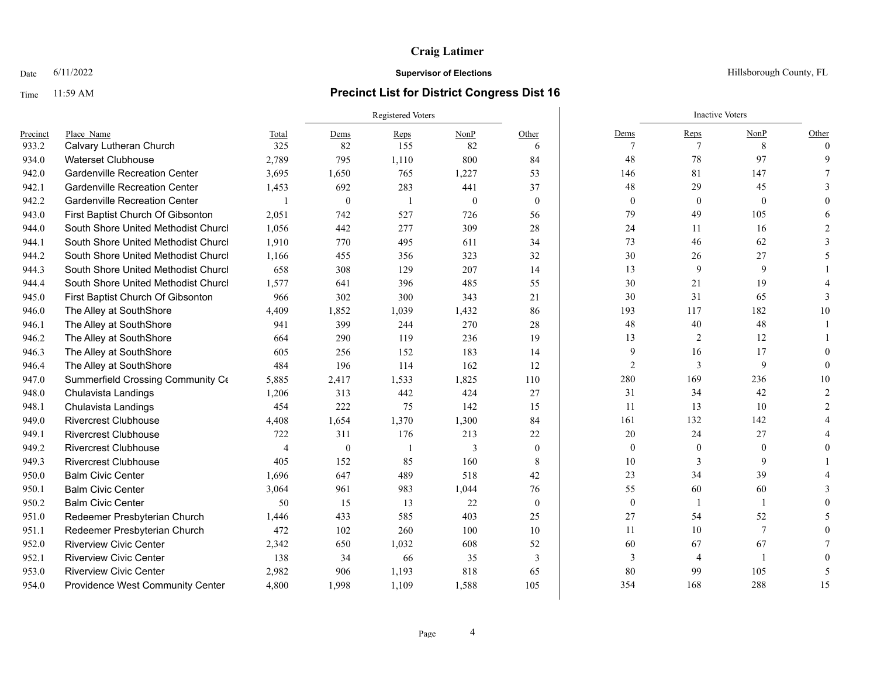# Craig Latimer

Date 6/11/2022 **Supervisor of Elections** Hillsborough County, FL

Time 11:59 AM **Precinct List for District Congress Dist 16**

| Precinct | Place_Name | Total | Registered Voters | | | | Inactive Voters | | | |
|---|---|---|---|---|---|---|---|---|---|---|
| | | | Dems | Reps | NonP | Other | Dems | Reps | NonP | Other |
| 933.2 | Calvary Lutheran Church | 325 | 82 | 155 | 82 | 6 | 7 | 7 | 8 | 0 |
| 934.0 | Waterset Clubhouse | 2,789 | 795 | 1,110 | 800 | 84 | 48 | 78 | 97 | 9 |
| 942.0 | Gardenville Recreation Center | 3,695 | 1,650 | 765 | 1,227 | 53 | 146 | 81 | 147 | 7 |
| 942.1 | Gardenville Recreation Center | 1,453 | 692 | 283 | 441 | 37 | 48 | 29 | 45 | 3 |
| 942.2 | Gardenville Recreation Center | 1 | 0 | 1 | 0 | 0 | 0 | 0 | 0 | 0 |
| 943.0 | First Baptist Church Of Gibsonton | 2,051 | 742 | 527 | 726 | 56 | 79 | 49 | 105 | 6 |
| 944.0 | South Shore United Methodist Churcl | 1,056 | 442 | 277 | 309 | 28 | 24 | 11 | 16 | 2 |
| 944.1 | South Shore United Methodist Churcl | 1,910 | 770 | 495 | 611 | 34 | 73 | 46 | 62 | 3 |
| 944.2 | South Shore United Methodist Churcl | 1,166 | 455 | 356 | 323 | 32 | 30 | 26 | 27 | 5 |
| 944.3 | South Shore United Methodist Churcl | 658 | 308 | 129 | 207 | 14 | 13 | 9 | 9 | 1 |
| 944.4 | South Shore United Methodist Churcl | 1,577 | 641 | 396 | 485 | 55 | 30 | 21 | 19 | 4 |
| 945.0 | First Baptist Church Of Gibsonton | 966 | 302 | 300 | 343 | 21 | 30 | 31 | 65 | 3 |
| 946.0 | The Alley at SouthShore | 4,409 | 1,852 | 1,039 | 1,432 | 86 | 193 | 117 | 182 | 10 |
| 946.1 | The Alley at SouthShore | 941 | 399 | 244 | 270 | 28 | 48 | 40 | 48 | 1 |
| 946.2 | The Alley at SouthShore | 664 | 290 | 119 | 236 | 19 | 13 | 2 | 12 | 1 |
| 946.3 | The Alley at SouthShore | 605 | 256 | 152 | 183 | 14 | 9 | 16 | 17 | 0 |
| 946.4 | The Alley at SouthShore | 484 | 196 | 114 | 162 | 12 | 2 | 3 | 9 | 0 |
| 947.0 | Summerfield Crossing Community Ce | 5,885 | 2,417 | 1,533 | 1,825 | 110 | 280 | 169 | 236 | 10 |
| 948.0 | Chulavista Landings | 1,206 | 313 | 442 | 424 | 27 | 31 | 34 | 42 | 2 |
| 948.1 | Chulavista Landings | 454 | 222 | 75 | 142 | 15 | 11 | 13 | 10 | 2 |
| 949.0 | Rivercrest Clubhouse | 4,408 | 1,654 | 1,370 | 1,300 | 84 | 161 | 132 | 142 | 4 |
| 949.1 | Rivercrest Clubhouse | 722 | 311 | 176 | 213 | 22 | 20 | 24 | 27 | 4 |
| 949.2 | Rivercrest Clubhouse | 4 | 0 | 1 | 3 | 0 | 0 | 0 | 0 | 0 |
| 949.3 | Rivercrest Clubhouse | 405 | 152 | 85 | 160 | 8 | 10 | 3 | 9 | 1 |
| 950.0 | Balm Civic Center | 1,696 | 647 | 489 | 518 | 42 | 23 | 34 | 39 | 4 |
| 950.1 | Balm Civic Center | 3,064 | 961 | 983 | 1,044 | 76 | 55 | 60 | 60 | 3 |
| 950.2 | Balm Civic Center | 50 | 15 | 13 | 22 | 0 | 0 | 1 | 1 | 0 |
| 951.0 | Redeemer Presbyterian Church | 1,446 | 433 | 585 | 403 | 25 | 27 | 54 | 52 | 5 |
| 951.1 | Redeemer Presbyterian Church | 472 | 102 | 260 | 100 | 10 | 11 | 10 | 7 | 0 |
| 952.0 | Riverview Civic Center | 2,342 | 650 | 1,032 | 608 | 52 | 60 | 67 | 67 | 7 |
| 952.1 | Riverview Civic Center | 138 | 34 | 66 | 35 | 3 | 3 | 4 | 1 | 0 |
| 953.0 | Riverview Civic Center | 2,982 | 906 | 1,193 | 818 | 65 | 80 | 99 | 105 | 5 |
| 954.0 | Providence West Community Center | 4,800 | 1,998 | 1,109 | 1,588 | 105 | 354 | 168 | 288 | 15 |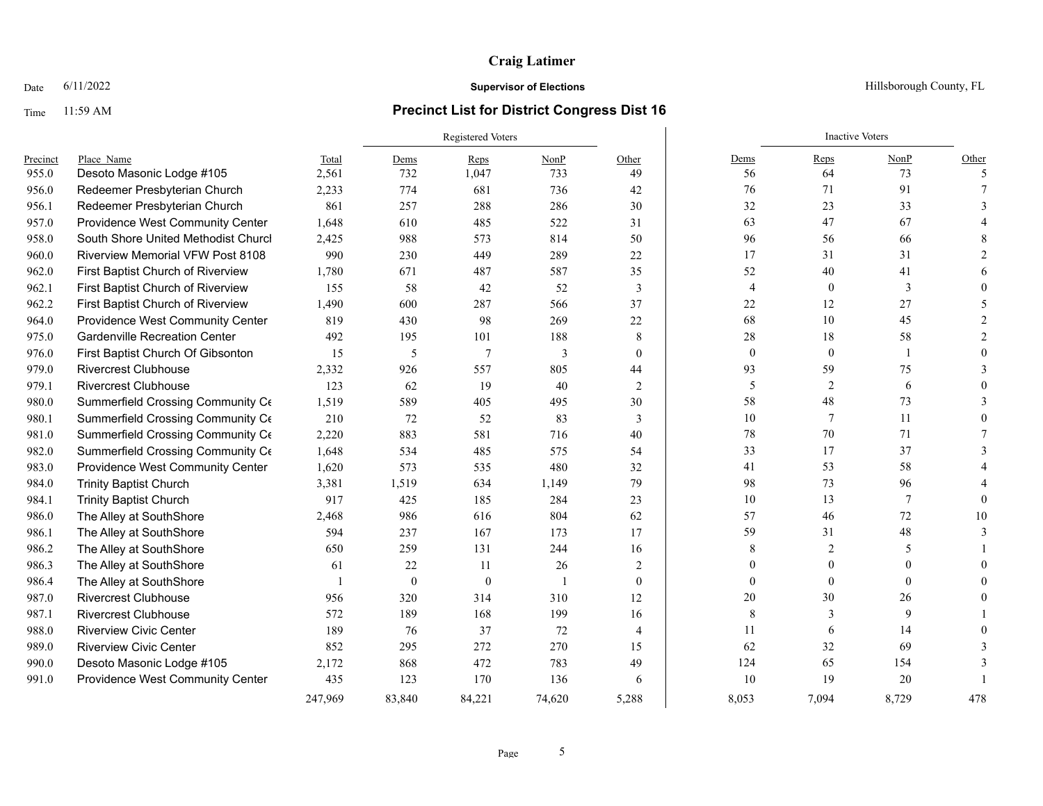**Craig Latimer**

Date 6/11/2022 **Supervisor of Elections** Hillsborough County, FL

Time 11:59 AM

## Precinct List for District Congress Dist 16

| | | | Registered Voters | | | | Inactive Voters | | | |
|---|---|---|---|---|---|---|---|---|---|---|
| Precinct | Place Name | Total | Dems | Reps | NonP | Other | Dems | Reps | NonP | Other |
| 955.0 | Desoto Masonic Lodge #105 | 2,561 | 732 | 1,047 | 733 | 49 | 56 | 64 | 73 | 5 |
| 956.0 | Redeemer Presbyterian Church | 2,233 | 774 | 681 | 736 | 42 | 76 | 71 | 91 | 7 |
| 956.1 | Redeemer Presbyterian Church | 861 | 257 | 288 | 286 | 30 | 32 | 23 | 33 | 3 |
| 957.0 | Providence West Community Center | 1,648 | 610 | 485 | 522 | 31 | 63 | 47 | 67 | 4 |
| 958.0 | South Shore United Methodist Churcl | 2,425 | 988 | 573 | 814 | 50 | 96 | 56 | 66 | 8 |
| 960.0 | Riverview Memorial VFW Post 8108 | 990 | 230 | 449 | 289 | 22 | 17 | 31 | 31 | 2 |
| 962.0 | First Baptist Church of Riverview | 1,780 | 671 | 487 | 587 | 35 | 52 | 40 | 41 | 6 |
| 962.1 | First Baptist Church of Riverview | 155 | 58 | 42 | 52 | 3 | 4 | 0 | 3 | 0 |
| 962.2 | First Baptist Church of Riverview | 1,490 | 600 | 287 | 566 | 37 | 22 | 12 | 27 | 5 |
| 964.0 | Providence West Community Center | 819 | 430 | 98 | 269 | 22 | 68 | 10 | 45 | 2 |
| 975.0 | Gardenville Recreation Center | 492 | 195 | 101 | 188 | 8 | 28 | 18 | 58 | 2 |
| 976.0 | First Baptist Church Of Gibsonton | 15 | 5 | 7 | 3 | 0 | 0 | 0 | 1 | 0 |
| 979.0 | Rivercrest Clubhouse | 2,332 | 926 | 557 | 805 | 44 | 93 | 59 | 75 | 3 |
| 979.1 | Rivercrest Clubhouse | 123 | 62 | 19 | 40 | 2 | 5 | 2 | 6 | 0 |
| 980.0 | Summerfield Crossing Community Ce | 1,519 | 589 | 405 | 495 | 30 | 58 | 48 | 73 | 3 |
| 980.1 | Summerfield Crossing Community Ce | 210 | 72 | 52 | 83 | 3 | 10 | 7 | 11 | 0 |
| 981.0 | Summerfield Crossing Community Ce | 2,220 | 883 | 581 | 716 | 40 | 78 | 70 | 71 | 7 |
| 982.0 | Summerfield Crossing Community Ce | 1,648 | 534 | 485 | 575 | 54 | 33 | 17 | 37 | 3 |
| 983.0 | Providence West Community Center | 1,620 | 573 | 535 | 480 | 32 | 41 | 53 | 58 | 4 |
| 984.0 | Trinity Baptist Church | 3,381 | 1,519 | 634 | 1,149 | 79 | 98 | 73 | 96 | 4 |
| 984.1 | Trinity Baptist Church | 917 | 425 | 185 | 284 | 23 | 10 | 13 | 7 | 0 |
| 986.0 | The Alley at SouthShore | 2,468 | 986 | 616 | 804 | 62 | 57 | 46 | 72 | 10 |
| 986.1 | The Alley at SouthShore | 594 | 237 | 167 | 173 | 17 | 59 | 31 | 48 | 3 |
| 986.2 | The Alley at SouthShore | 650 | 259 | 131 | 244 | 16 | 8 | 2 | 5 | 1 |
| 986.3 | The Alley at SouthShore | 61 | 22 | 11 | 26 | 2 | 0 | 0 | 0 | 0 |
| 986.4 | The Alley at SouthShore | 1 | 0 | 0 | 1 | 0 | 0 | 0 | 0 | 0 |
| 987.0 | Rivercrest Clubhouse | 956 | 320 | 314 | 310 | 12 | 20 | 30 | 26 | 0 |
| 987.1 | Rivercrest Clubhouse | 572 | 189 | 168 | 199 | 16 | 8 | 3 | 9 | 1 |
| 988.0 | Riverview Civic Center | 189 | 76 | 37 | 72 | 4 | 11 | 6 | 14 | 0 |
| 989.0 | Riverview Civic Center | 852 | 295 | 272 | 270 | 15 | 62 | 32 | 69 | 3 |
| 990.0 | Desoto Masonic Lodge #105 | 2,172 | 868 | 472 | 783 | 49 | 124 | 65 | 154 | 3 |
| 991.0 | Providence West Community Center | 435 | 123 | 170 | 136 | 6 | 10 | 19 | 20 | 1 |
| | | 247,969 | 83,840 | 84,221 | 74,620 | 5,288 | 8,053 | 7,094 | 8,729 | 478 |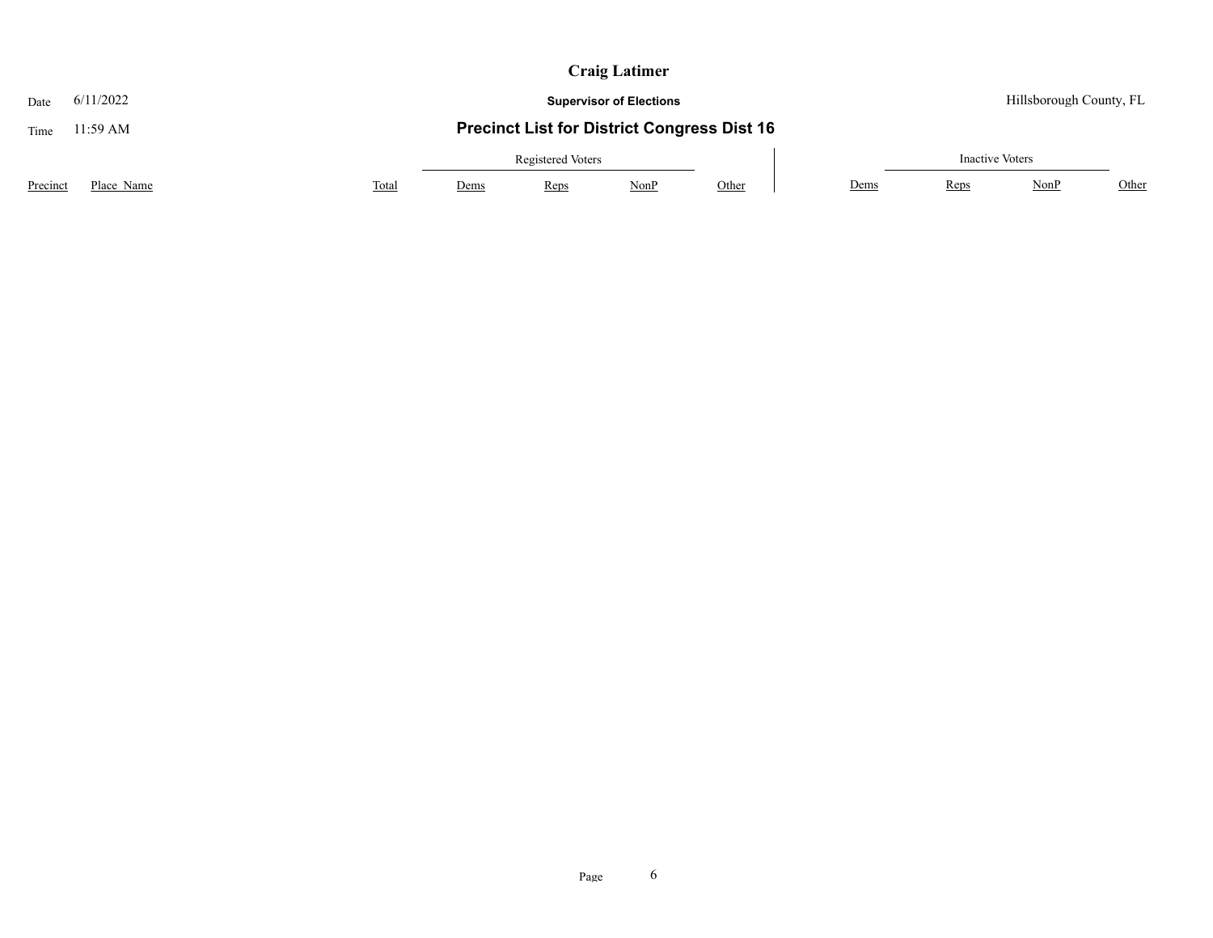# Craig Latimer

Date 6/11/2022

Time 11:59 AM

**Supervisor of Elections**

Hillsborough County, FL

## Precinct List for District Congress Dist 16

| Precinct | Place_Name | Total | Registered Voters | | | | Inactive Voters | | | |
|---|---|---|---|---|---|---|---|---|---|---|
| | | | Dems | Reps | NonP | Other | Dems | Reps | NonP | Other |